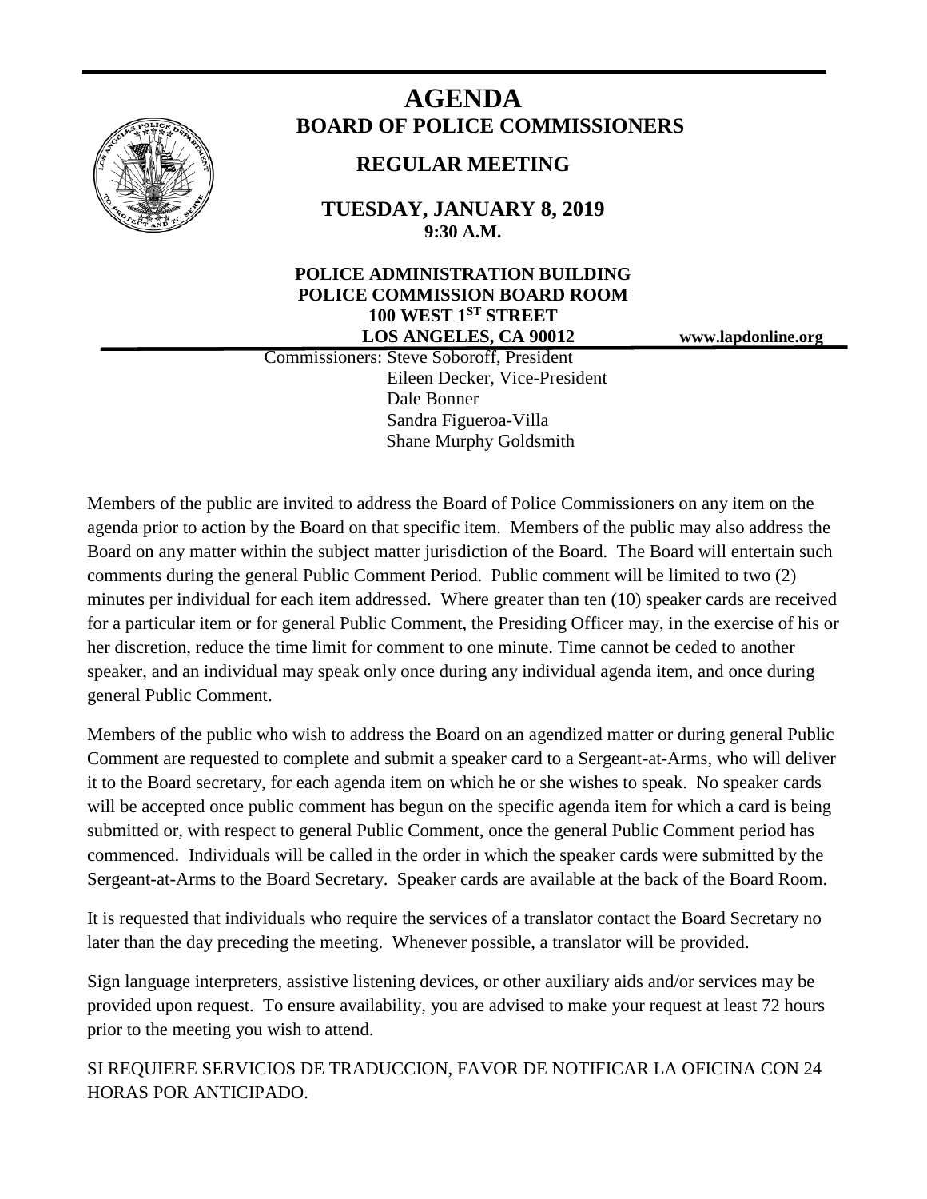# AGENDA

## BOARD OF POLICE COMMISSIONERS

### REGULAR MEETING

**TUESDAY, JANUARY 8, 2019**
**9:30 A.M.**

**POLICE ADMINISTRATION BUILDING**
**POLICE COMMISSION BOARD ROOM**
**100 WEST 1ST STREET**
**LOS ANGELES, CA 90012**

**www.lapdonline.org**

Commissioners: Steve Soboroff, President
Eileen Decker, Vice-President
Dale Bonner
Sandra Figueroa-Villa
Shane Murphy Goldsmith

Members of the public are invited to address the Board of Police Commissioners on any item on the agenda prior to action by the Board on that specific item. Members of the public may also address the Board on any matter within the subject matter jurisdiction of the Board. The Board will entertain such comments during the general Public Comment Period. Public comment will be limited to two (2) minutes per individual for each item addressed. Where greater than ten (10) speaker cards are received for a particular item or for general Public Comment, the Presiding Officer may, in the exercise of his or her discretion, reduce the time limit for comment to one minute. Time cannot be ceded to another speaker, and an individual may speak only once during any individual agenda item, and once during general Public Comment.

Members of the public who wish to address the Board on an agendized matter or during general Public Comment are requested to complete and submit a speaker card to a Sergeant-at-Arms, who will deliver it to the Board secretary, for each agenda item on which he or she wishes to speak. No speaker cards will be accepted once public comment has begun on the specific agenda item for which a card is being submitted or, with respect to general Public Comment, once the general Public Comment period has commenced. Individuals will be called in the order in which the speaker cards were submitted by the Sergeant-at-Arms to the Board Secretary. Speaker cards are available at the back of the Board Room.

It is requested that individuals who require the services of a translator contact the Board Secretary no later than the day preceding the meeting. Whenever possible, a translator will be provided.

Sign language interpreters, assistive listening devices, or other auxiliary aids and/or services may be provided upon request. To ensure availability, you are advised to make your request at least 72 hours prior to the meeting you wish to attend.

SI REQUIERE SERVICIOS DE TRADUCCION, FAVOR DE NOTIFICAR LA OFICINA CON 24 HORAS POR ANTICIPADO.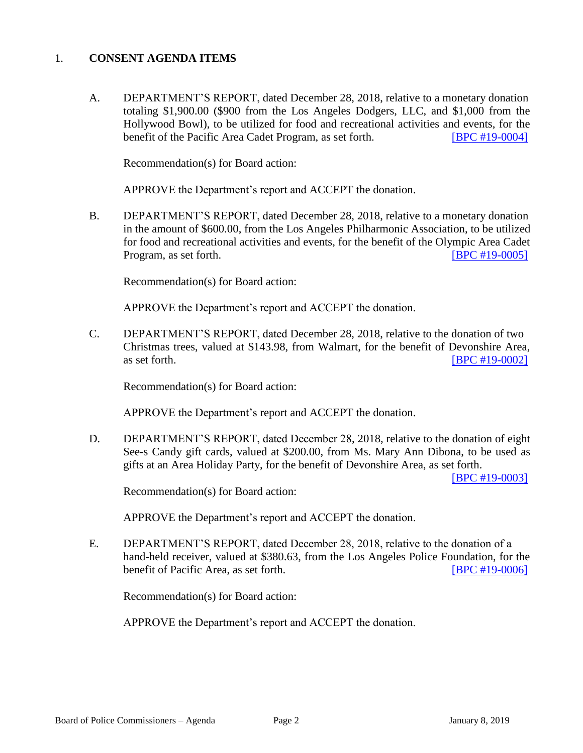1. **CONSENT AGENDA ITEMS**

A. DEPARTMENT'S REPORT, dated December 28, 2018, relative to a monetary donation totaling $1,900.00 ($900 from the Los Angeles Dodgers, LLC, and $1,000 from the Hollywood Bowl), to be utilized for food and recreational activities and events, for the benefit of the Pacific Area Cadet Program, as set forth. [BPC #19-0004]

Recommendation(s) for Board action:

APPROVE the Department's report and ACCEPT the donation.

B. DEPARTMENT'S REPORT, dated December 28, 2018, relative to a monetary donation in the amount of $600.00, from the Los Angeles Philharmonic Association, to be utilized for food and recreational activities and events, for the benefit of the Olympic Area Cadet Program, as set forth. [BPC #19-0005]

Recommendation(s) for Board action:

APPROVE the Department's report and ACCEPT the donation.

C. DEPARTMENT'S REPORT, dated December 28, 2018, relative to the donation of two Christmas trees, valued at $143.98, from Walmart, for the benefit of Devonshire Area, as set forth. [BPC #19-0002]

Recommendation(s) for Board action:

APPROVE the Department's report and ACCEPT the donation.

D. DEPARTMENT'S REPORT, dated December 28, 2018, relative to the donation of eight See-s Candy gift cards, valued at $200.00, from Ms. Mary Ann Dibona, to be used as gifts at an Area Holiday Party, for the benefit of Devonshire Area, as set forth. [BPC #19-0003]

Recommendation(s) for Board action:

APPROVE the Department's report and ACCEPT the donation.

E. DEPARTMENT'S REPORT, dated December 28, 2018, relative to the donation of a hand-held receiver, valued at $380.63, from the Los Angeles Police Foundation, for the benefit of Pacific Area, as set forth. [BPC #19-0006]

Recommendation(s) for Board action:

APPROVE the Department's report and ACCEPT the donation.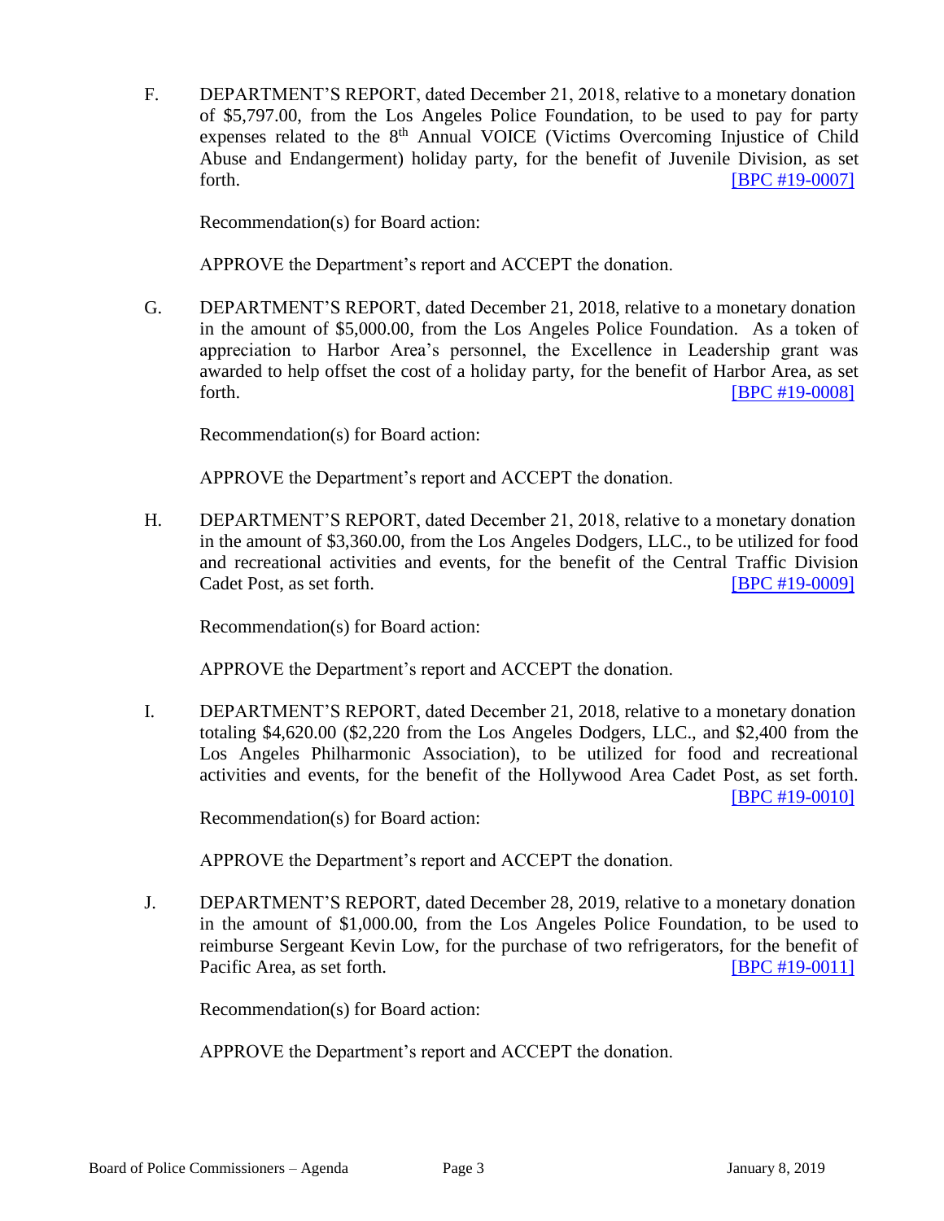F. DEPARTMENT'S REPORT, dated December 21, 2018, relative to a monetary donation of $5,797.00, from the Los Angeles Police Foundation, to be used to pay for party expenses related to the 8th Annual VOICE (Victims Overcoming Injustice of Child Abuse and Endangerment) holiday party, for the benefit of Juvenile Division, as set forth. [BPC #19-0007]

Recommendation(s) for Board action:

APPROVE the Department's report and ACCEPT the donation.

G. DEPARTMENT'S REPORT, dated December 21, 2018, relative to a monetary donation in the amount of $5,000.00, from the Los Angeles Police Foundation. As a token of appreciation to Harbor Area's personnel, the Excellence in Leadership grant was awarded to help offset the cost of a holiday party, for the benefit of Harbor Area, as set forth. [BPC #19-0008]

Recommendation(s) for Board action:

APPROVE the Department's report and ACCEPT the donation.

H. DEPARTMENT'S REPORT, dated December 21, 2018, relative to a monetary donation in the amount of $3,360.00, from the Los Angeles Dodgers, LLC., to be utilized for food and recreational activities and events, for the benefit of the Central Traffic Division Cadet Post, as set forth. [BPC #19-0009]

Recommendation(s) for Board action:

APPROVE the Department's report and ACCEPT the donation.

I. DEPARTMENT'S REPORT, dated December 21, 2018, relative to a monetary donation totaling $4,620.00 ($2,220 from the Los Angeles Dodgers, LLC., and $2,400 from the Los Angeles Philharmonic Association), to be utilized for food and recreational activities and events, for the benefit of the Hollywood Area Cadet Post, as set forth. [BPC #19-0010]

Recommendation(s) for Board action:

APPROVE the Department's report and ACCEPT the donation.

J. DEPARTMENT'S REPORT, dated December 28, 2019, relative to a monetary donation in the amount of $1,000.00, from the Los Angeles Police Foundation, to be used to reimburse Sergeant Kevin Low, for the purchase of two refrigerators, for the benefit of Pacific Area, as set forth. [BPC #19-0011]

Recommendation(s) for Board action:

APPROVE the Department's report and ACCEPT the donation.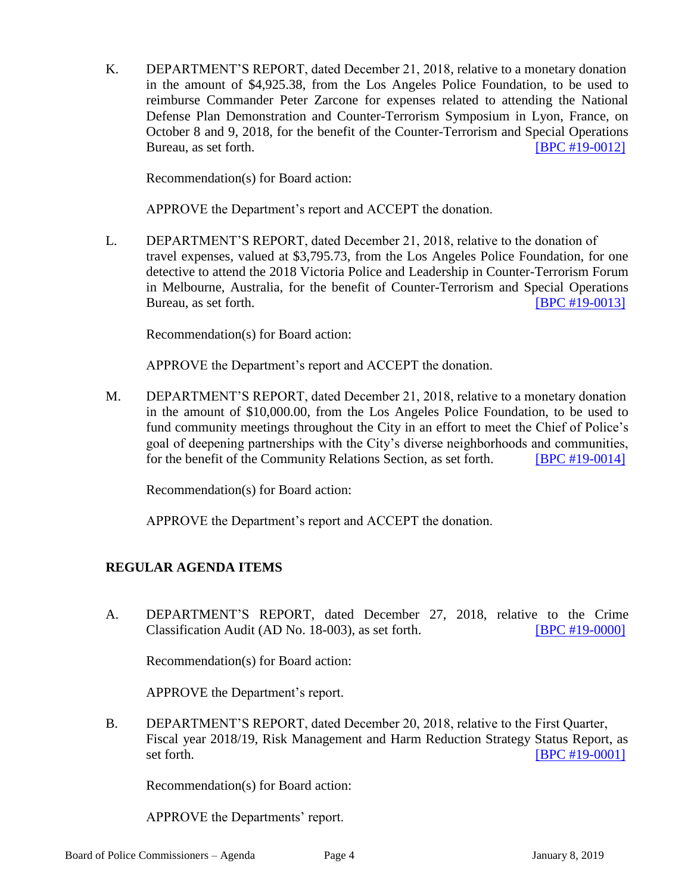K. DEPARTMENT'S REPORT, dated December 21, 2018, relative to a monetary donation in the amount of $4,925.38, from the Los Angeles Police Foundation, to be used to reimburse Commander Peter Zarcone for expenses related to attending the National Defense Plan Demonstration and Counter-Terrorism Symposium in Lyon, France, on October 8 and 9, 2018, for the benefit of the Counter-Terrorism and Special Operations Bureau, as set forth. [BPC #19-0012]

Recommendation(s) for Board action:

APPROVE the Department's report and ACCEPT the donation.

L. DEPARTMENT'S REPORT, dated December 21, 2018, relative to the donation of travel expenses, valued at $3,795.73, from the Los Angeles Police Foundation, for one detective to attend the 2018 Victoria Police and Leadership in Counter-Terrorism Forum in Melbourne, Australia, for the benefit of Counter-Terrorism and Special Operations Bureau, as set forth. [BPC #19-0013]

Recommendation(s) for Board action:

APPROVE the Department's report and ACCEPT the donation.

M. DEPARTMENT'S REPORT, dated December 21, 2018, relative to a monetary donation in the amount of $10,000.00, from the Los Angeles Police Foundation, to be used to fund community meetings throughout the City in an effort to meet the Chief of Police's goal of deepening partnerships with the City's diverse neighborhoods and communities, for the benefit of the Community Relations Section, as set forth. [BPC #19-0014]

Recommendation(s) for Board action:

APPROVE the Department's report and ACCEPT the donation.

**REGULAR AGENDA ITEMS**

A. DEPARTMENT'S REPORT, dated December 27, 2018, relative to the Crime Classification Audit (AD No. 18-003), as set forth. [BPC #19-0000]

Recommendation(s) for Board action:

APPROVE the Department's report.

B. DEPARTMENT'S REPORT, dated December 20, 2018, relative to the First Quarter, Fiscal year 2018/19, Risk Management and Harm Reduction Strategy Status Report, as set forth. [BPC #19-0001]

Recommendation(s) for Board action:

APPROVE the Departments' report.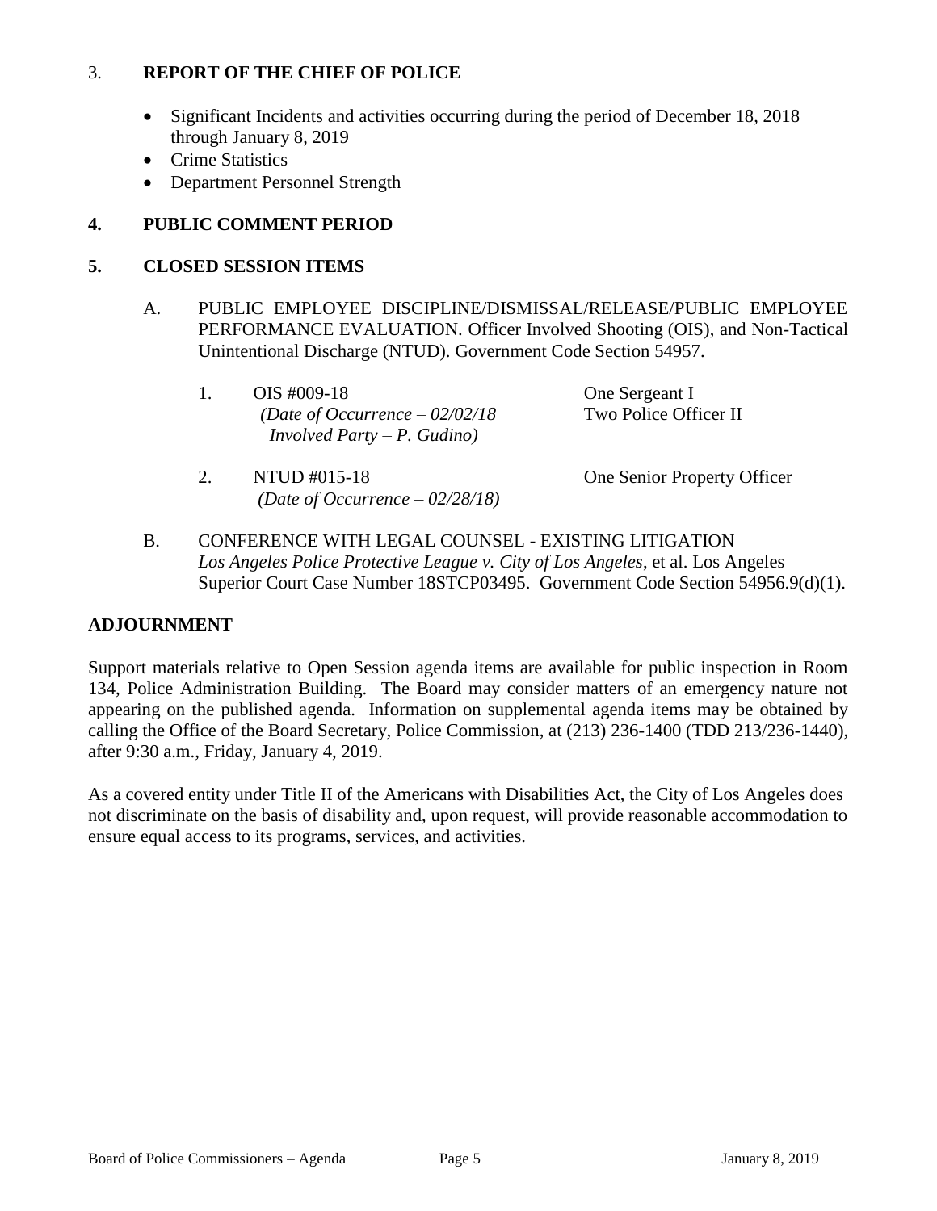3. **REPORT OF THE CHIEF OF POLICE**

- Significant Incidents and activities occurring during the period of December 18, 2018 through January 8, 2019
- Crime Statistics
- Department Personnel Strength

**4. PUBLIC COMMENT PERIOD**

**5. CLOSED SESSION ITEMS**

A. PUBLIC EMPLOYEE DISCIPLINE/DISMISSAL/RELEASE/PUBLIC EMPLOYEE PERFORMANCE EVALUATION. Officer Involved Shooting (OIS), and Non-Tactical Unintentional Discharge (NTUD). Government Code Section 54957.

1. OIS #009-18 — One Sergeant I, Two Police Officer II
   *(Date of Occurrence – 02/02/18*
   *Involved Party – P. Gudino)*

2. NTUD #015-18 — One Senior Property Officer
   *(Date of Occurrence – 02/28/18)*

B. CONFERENCE WITH LEGAL COUNSEL - EXISTING LITIGATION
*Los Angeles Police Protective League v. City of Los Angeles*, et al. Los Angeles Superior Court Case Number 18STCP03495. Government Code Section 54956.9(d)(1).

**ADJOURNMENT**

Support materials relative to Open Session agenda items are available for public inspection in Room 134, Police Administration Building. The Board may consider matters of an emergency nature not appearing on the published agenda. Information on supplemental agenda items may be obtained by calling the Office of the Board Secretary, Police Commission, at (213) 236-1400 (TDD 213/236-1440), after 9:30 a.m., Friday, January 4, 2019.

As a covered entity under Title II of the Americans with Disabilities Act, the City of Los Angeles does not discriminate on the basis of disability and, upon request, will provide reasonable accommodation to ensure equal access to its programs, services, and activities.